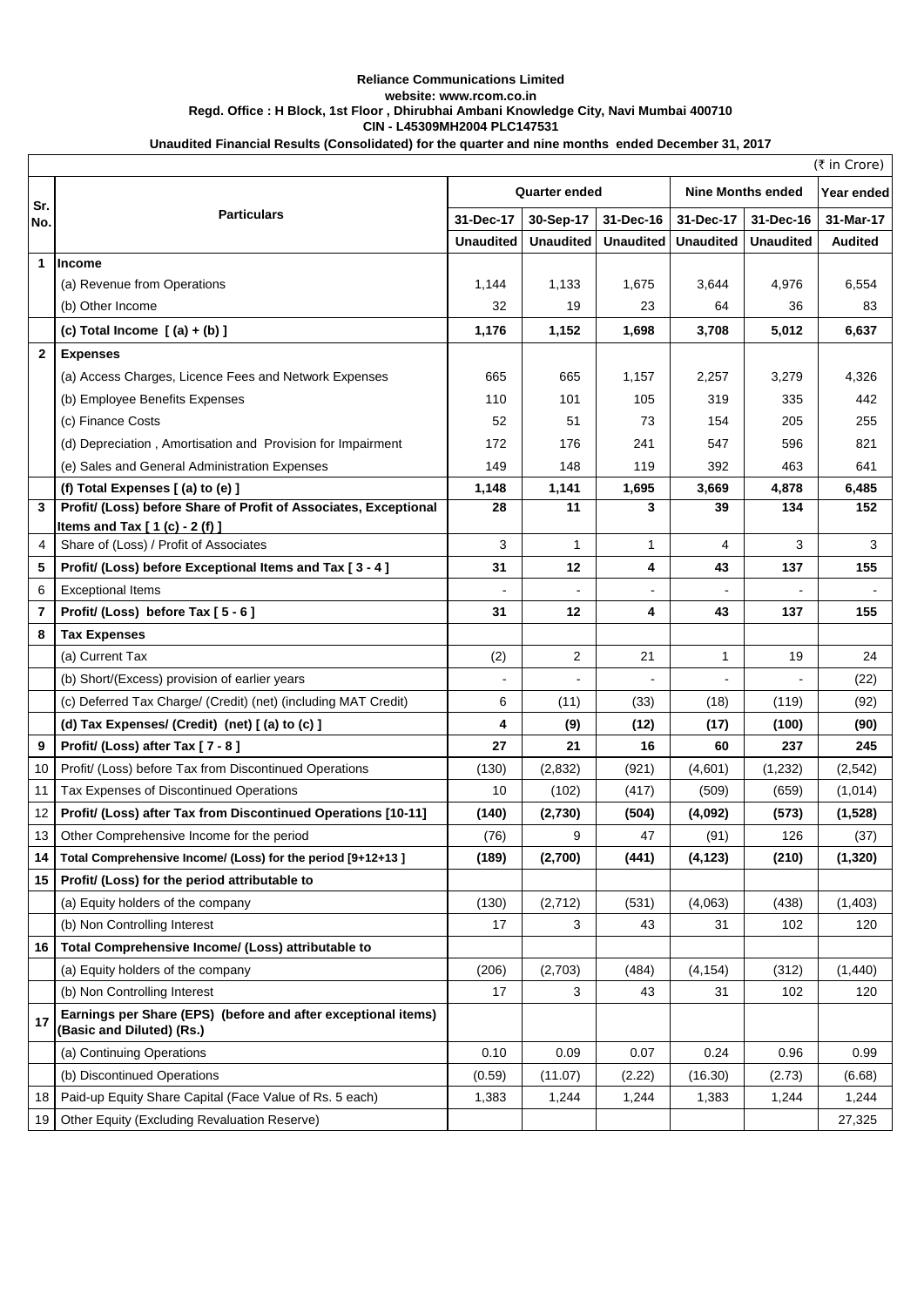**Reliance Communications Limited**
**website: www.rcom.co.in**
**Regd. Office : H Block, 1st Floor , Dhirubhai Ambani Knowledge City, Navi Mumbai 400710**
**CIN - L45309MH2004 PLC147531**
**Unaudited Financial Results (Consolidated) for the quarter and nine months ended December 31, 2017**

(₹ in Crore)

| Sr. No. | Particulars | Quarter ended | | | Nine Months ended | | Year ended |
|---|---|---|---|---|---|---|---|
| | | 31-Dec-17 | 30-Sep-17 | 31-Dec-16 | 31-Dec-17 | 31-Dec-16 | 31-Mar-17 |
| | | Unaudited | Unaudited | Unaudited | Unaudited | Unaudited | Audited |
| 1 | **Income** | | | | | | |
| | (a) Revenue from Operations | 1,144 | 1,133 | 1,675 | 3,644 | 4,976 | 6,554 |
| | (b) Other Income | 32 | 19 | 23 | 64 | 36 | 83 |
| | **(c) Total Income [ (a) + (b) ]** | **1,176** | **1,152** | **1,698** | **3,708** | **5,012** | **6,637** |
| 2 | **Expenses** | | | | | | |
| | (a) Access Charges, Licence Fees and Network Expenses | 665 | 665 | 1,157 | 2,257 | 3,279 | 4,326 |
| | (b) Employee Benefits Expenses | 110 | 101 | 105 | 319 | 335 | 442 |
| | (c) Finance Costs | 52 | 51 | 73 | 154 | 205 | 255 |
| | (d) Depreciation , Amortisation and Provision for Impairment | 172 | 176 | 241 | 547 | 596 | 821 |
| | (e) Sales and General Administration Expenses | 149 | 148 | 119 | 392 | 463 | 641 |
| | **(f) Total Expenses [ (a) to (e) ]** | **1,148** | **1,141** | **1,695** | **3,669** | **4,878** | **6,485** |
| 3 | **Profit/ (Loss) before Share of Profit of Associates, Exceptional Items and Tax [ 1 (c) - 2 (f) ]** | **28** | **11** | **3** | **39** | **134** | **152** |
| 4 | Share of (Loss) / Profit of Associates | 3 | 1 | 1 | 4 | 3 | 3 |
| 5 | **Profit/ (Loss) before Exceptional Items and Tax [ 3 - 4 ]** | **31** | **12** | **4** | **43** | **137** | **155** |
| 6 | Exceptional Items | - | - | - | - | - | - |
| 7 | **Profit/ (Loss) before Tax [ 5 - 6 ]** | **31** | **12** | **4** | **43** | **137** | **155** |
| 8 | **Tax Expenses** | | | | | | |
| | (a) Current Tax | (2) | 2 | 21 | 1 | 19 | 24 |
| | (b) Short/(Excess) provision of earlier years | - | - | - | - | - | (22) |
| | (c) Deferred Tax Charge/ (Credit) (net) (including MAT Credit) | 6 | (11) | (33) | (18) | (119) | (92) |
| | **(d) Tax Expenses/ (Credit) (net) [ (a) to (c) ]** | **4** | **(9)** | **(12)** | **(17)** | **(100)** | **(90)** |
| 9 | **Profit/ (Loss) after Tax [ 7 - 8 ]** | **27** | **21** | **16** | **60** | **237** | **245** |
| 10 | Profit/ (Loss) before Tax from Discontinued Operations | (130) | (2,832) | (921) | (4,601) | (1,232) | (2,542) |
| 11 | Tax Expenses of Discontinued Operations | 10 | (102) | (417) | (509) | (659) | (1,014) |
| 12 | **Profit/ (Loss) after Tax from Discontinued Operations [10-11]** | **(140)** | **(2,730)** | **(504)** | **(4,092)** | **(573)** | **(1,528)** |
| 13 | Other Comprehensive Income for the period | (76) | 9 | 47 | (91) | 126 | (37) |
| 14 | **Total Comprehensive Income/ (Loss) for the period [9+12+13 ]** | **(189)** | **(2,700)** | **(441)** | **(4,123)** | **(210)** | **(1,320)** |
| 15 | **Profit/ (Loss) for the period attributable to** | | | | | | |
| | (a) Equity holders of the company | (130) | (2,712) | (531) | (4,063) | (438) | (1,403) |
| | (b) Non Controlling Interest | 17 | 3 | 43 | 31 | 102 | 120 |
| 16 | **Total Comprehensive Income/ (Loss) attributable to** | | | | | | |
| | (a) Equity holders of the company | (206) | (2,703) | (484) | (4,154) | (312) | (1,440) |
| | (b) Non Controlling Interest | 17 | 3 | 43 | 31 | 102 | 120 |
| 17 | **Earnings per Share (EPS) (before and after exceptional items) (Basic and Diluted) (Rs.)** | | | | | | |
| | (a) Continuing Operations | 0.10 | 0.09 | 0.07 | 0.24 | 0.96 | 0.99 |
| | (b) Discontinued Operations | (0.59) | (11.07) | (2.22) | (16.30) | (2.73) | (6.68) |
| 18 | Paid-up Equity Share Capital (Face Value of Rs. 5 each) | 1,383 | 1,244 | 1,244 | 1,383 | 1,244 | 1,244 |
| 19 | Other Equity (Excluding Revaluation Reserve) | | | | | | 27,325 |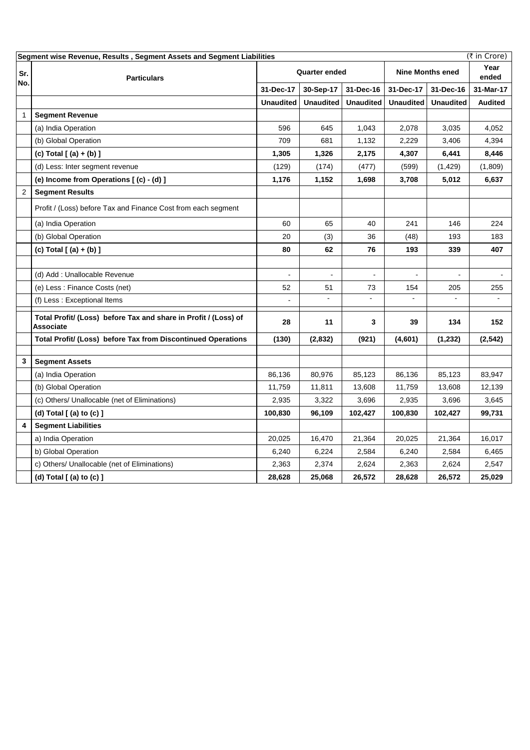**Segment wise Revenue, Results , Segment Assets and Segment Liabilities** (₹ in Crore)

| Sr. No. | Particulars | Quarter ended | | | Nine Months ened | | Year ended |
|---|---|---|---|---|---|---|---|
| | | 31-Dec-17 | 30-Sep-17 | 31-Dec-16 | 31-Dec-17 | 31-Dec-16 | 31-Mar-17 |
| | | **Unaudited** | **Unaudited** | **Unaudited** | **Unaudited** | **Unaudited** | **Audited** |
| 1 | **Segment Revenue** | | | | | | |
| | (a) India Operation | 596 | 645 | 1,043 | 2,078 | 3,035 | 4,052 |
| | (b) Global Operation | 709 | 681 | 1,132 | 2,229 | 3,406 | 4,394 |
| | **(c) Total [ (a) + (b) ]** | **1,305** | **1,326** | **2,175** | **4,307** | **6,441** | **8,446** |
| | (d) Less: Inter segment revenue | (129) | (174) | (477) | (599) | (1,429) | (1,809) |
| | **(e) Income from Operations [ (c) - (d) ]** | **1,176** | **1,152** | **1,698** | **3,708** | **5,012** | **6,637** |
| 2 | **Segment Results** | | | | | | |
| | Profit / (Loss) before Tax and Finance Cost from each segment | | | | | | |
| | (a) India Operation | 60 | 65 | 40 | 241 | 146 | 224 |
| | (b) Global Operation | 20 | (3) | 36 | (48) | 193 | 183 |
| | **(c) Total [ (a) + (b) ]** | **80** | **62** | **76** | **193** | **339** | **407** |
| | | | | | | | |
| | (d) Add : Unallocable Revenue | - | - | - | - | - | - |
| | (e) Less : Finance Costs (net) | 52 | 51 | 73 | 154 | 205 | 255 |
| | (f) Less : Exceptional Items | - | - | - | - | - | - |
| | **Total Profit/ (Loss) before Tax and share in Profit / (Loss) of Associate** | **28** | **11** | **3** | **39** | **134** | **152** |
| | **Total Profit/ (Loss) before Tax from Discontinued Operations** | **(130)** | **(2,832)** | **(921)** | **(4,601)** | **(1,232)** | **(2,542)** |
| | | | | | | | |
| **3** | **Segment Assets** | | | | | | |
| | (a) India Operation | 86,136 | 80,976 | 85,123 | 86,136 | 85,123 | 83,947 |
| | (b) Global Operation | 11,759 | 11,811 | 13,608 | 11,759 | 13,608 | 12,139 |
| | (c) Others/ Unallocable (net of Eliminations) | 2,935 | 3,322 | 3,696 | 2,935 | 3,696 | 3,645 |
| | **(d) Total [ (a) to (c) ]** | **100,830** | **96,109** | **102,427** | **100,830** | **102,427** | **99,731** |
| **4** | **Segment Liabilities** | | | | | | |
| | a) India Operation | 20,025 | 16,470 | 21,364 | 20,025 | 21,364 | 16,017 |
| | b) Global Operation | 6,240 | 6,224 | 2,584 | 6,240 | 2,584 | 6,465 |
| | c) Others/ Unallocable (net of Eliminations) | 2,363 | 2,374 | 2,624 | 2,363 | 2,624 | 2,547 |
| | **(d) Total [ (a) to (c) ]** | **28,628** | **25,068** | **26,572** | **28,628** | **26,572** | **25,029** |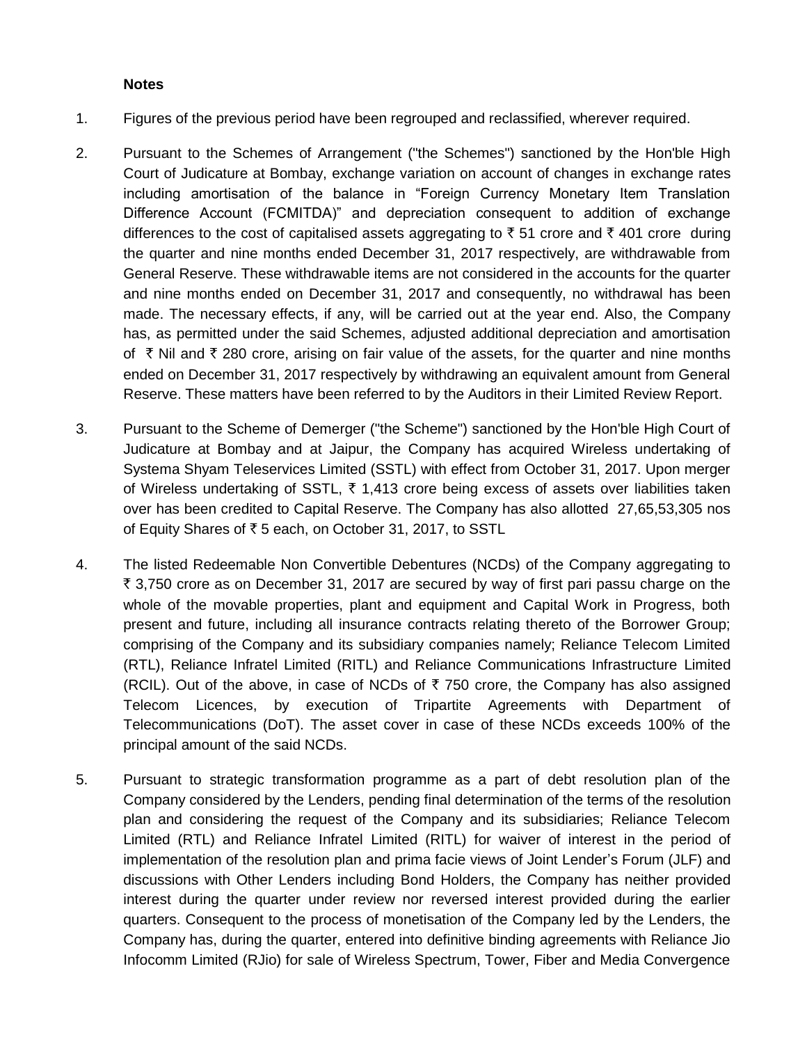**Notes**

1. Figures of the previous period have been regrouped and reclassified, wherever required.

2. Pursuant to the Schemes of Arrangement ("the Schemes") sanctioned by the Hon'ble High Court of Judicature at Bombay, exchange variation on account of changes in exchange rates including amortisation of the balance in "Foreign Currency Monetary Item Translation Difference Account (FCMITDA)" and depreciation consequent to addition of exchange differences to the cost of capitalised assets aggregating to ₹ 51 crore and ₹ 401 crore during the quarter and nine months ended December 31, 2017 respectively, are withdrawable from General Reserve. These withdrawable items are not considered in the accounts for the quarter and nine months ended on December 31, 2017 and consequently, no withdrawal has been made. The necessary effects, if any, will be carried out at the year end. Also, the Company has, as permitted under the said Schemes, adjusted additional depreciation and amortisation of ₹ Nil and ₹ 280 crore, arising on fair value of the assets, for the quarter and nine months ended on December 31, 2017 respectively by withdrawing an equivalent amount from General Reserve. These matters have been referred to by the Auditors in their Limited Review Report.

3. Pursuant to the Scheme of Demerger ("the Scheme") sanctioned by the Hon'ble High Court of Judicature at Bombay and at Jaipur, the Company has acquired Wireless undertaking of Systema Shyam Teleservices Limited (SSTL) with effect from October 31, 2017. Upon merger of Wireless undertaking of SSTL, ₹ 1,413 crore being excess of assets over liabilities taken over has been credited to Capital Reserve. The Company has also allotted 27,65,53,305 nos of Equity Shares of ₹ 5 each, on October 31, 2017, to SSTL

4. The listed Redeemable Non Convertible Debentures (NCDs) of the Company aggregating to ₹ 3,750 crore as on December 31, 2017 are secured by way of first pari passu charge on the whole of the movable properties, plant and equipment and Capital Work in Progress, both present and future, including all insurance contracts relating thereto of the Borrower Group; comprising of the Company and its subsidiary companies namely; Reliance Telecom Limited (RTL), Reliance Infratel Limited (RITL) and Reliance Communications Infrastructure Limited (RCIL). Out of the above, in case of NCDs of ₹ 750 crore, the Company has also assigned Telecom Licences, by execution of Tripartite Agreements with Department of Telecommunications (DoT). The asset cover in case of these NCDs exceeds 100% of the principal amount of the said NCDs.

5. Pursuant to strategic transformation programme as a part of debt resolution plan of the Company considered by the Lenders, pending final determination of the terms of the resolution plan and considering the request of the Company and its subsidiaries; Reliance Telecom Limited (RTL) and Reliance Infratel Limited (RITL) for waiver of interest in the period of implementation of the resolution plan and prima facie views of Joint Lender's Forum (JLF) and discussions with Other Lenders including Bond Holders, the Company has neither provided interest during the quarter under review nor reversed interest provided during the earlier quarters. Consequent to the process of monetisation of the Company led by the Lenders, the Company has, during the quarter, entered into definitive binding agreements with Reliance Jio Infocomm Limited (RJio) for sale of Wireless Spectrum, Tower, Fiber and Media Convergence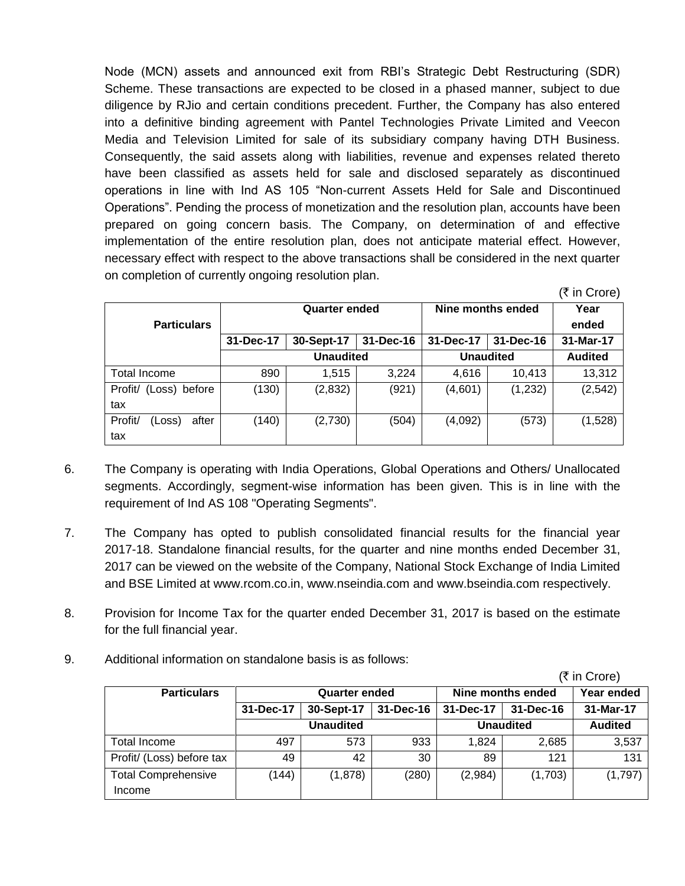Node (MCN) assets and announced exit from RBI's Strategic Debt Restructuring (SDR) Scheme. These transactions are expected to be closed in a phased manner, subject to due diligence by RJio and certain conditions precedent. Further, the Company has also entered into a definitive binding agreement with Pantel Technologies Private Limited and Veecon Media and Television Limited for sale of its subsidiary company having DTH Business. Consequently, the said assets along with liabilities, revenue and expenses related thereto have been classified as assets held for sale and disclosed separately as discontinued operations in line with Ind AS 105 "Non-current Assets Held for Sale and Discontinued Operations". Pending the process of monetization and the resolution plan, accounts have been prepared on going concern basis. The Company, on determination of and effective implementation of the entire resolution plan, does not anticipate material effect. However, necessary effect with respect to the above transactions shall be considered in the next quarter on completion of currently ongoing resolution plan.

(₹ in Crore)

| Particulars | Quarter ended | | | Nine months ended | | Year ended |
|---|---|---|---|---|---|---|
| | 31-Dec-17 | 30-Sept-17 | 31-Dec-16 | 31-Dec-17 | 31-Dec-16 | 31-Mar-17 |
| | Unaudited | | | Unaudited | | Audited |
| Total Income | 890 | 1,515 | 3,224 | 4,616 | 10,413 | 13,312 |
| Profit/ (Loss) before tax | (130) | (2,832) | (921) | (4,601) | (1,232) | (2,542) |
| Profit/ (Loss) after tax | (140) | (2,730) | (504) | (4,092) | (573) | (1,528) |

6. The Company is operating with India Operations, Global Operations and Others/ Unallocated segments. Accordingly, segment-wise information has been given. This is in line with the requirement of Ind AS 108 "Operating Segments".

7. The Company has opted to publish consolidated financial results for the financial year 2017-18. Standalone financial results, for the quarter and nine months ended December 31, 2017 can be viewed on the website of the Company, National Stock Exchange of India Limited and BSE Limited at www.rcom.co.in, www.nseindia.com and www.bseindia.com respectively.

8. Provision for Income Tax for the quarter ended December 31, 2017 is based on the estimate for the full financial year.

9. Additional information on standalone basis is as follows:

(₹ in Crore)

| Particulars | Quarter ended | | | Nine months ended | | Year ended |
|---|---|---|---|---|---|---|
| | 31-Dec-17 | 30-Sept-17 | 31-Dec-16 | 31-Dec-17 | 31-Dec-16 | 31-Mar-17 |
| | Unaudited | | | Unaudited | | Audited |
| Total Income | 497 | 573 | 933 | 1,824 | 2,685 | 3,537 |
| Profit/ (Loss) before tax | 49 | 42 | 30 | 89 | 121 | 131 |
| Total Comprehensive Income | (144) | (1,878) | (280) | (2,984) | (1,703) | (1,797) |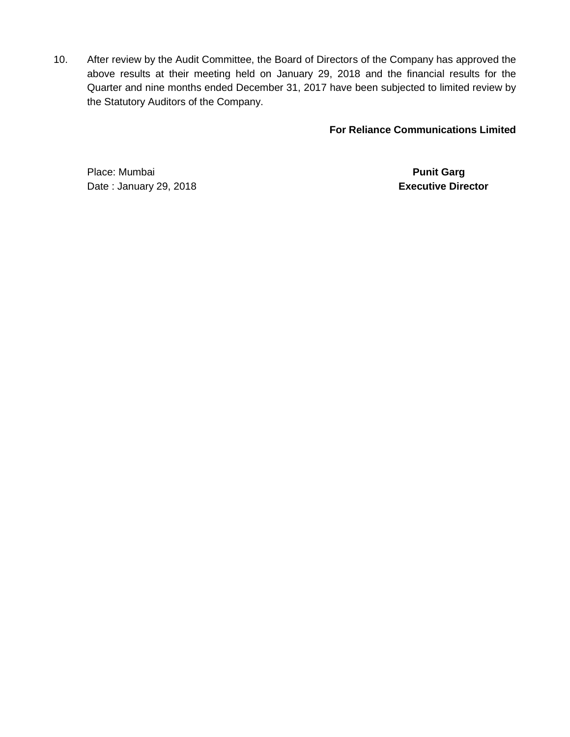10. After review by the Audit Committee, the Board of Directors of the Company has approved the above results at their meeting held on January 29, 2018 and the financial results for the Quarter and nine months ended December 31, 2017 have been subjected to limited review by the Statutory Auditors of the Company.

**For Reliance Communications Limited**

Place: Mumbai

Date : January 29, 2018

**Punit Garg**

**Executive Director**